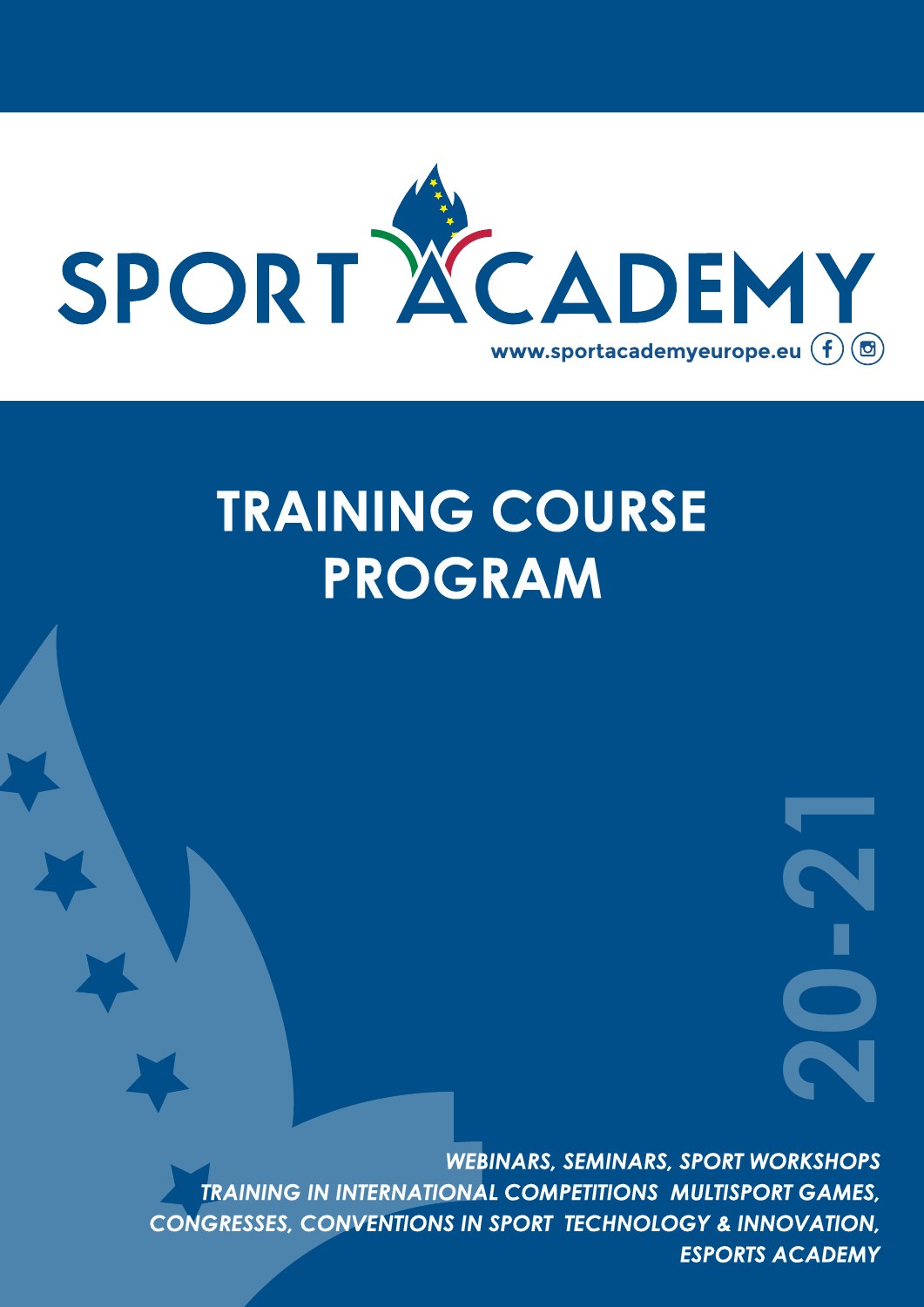# SPORT ACADEMY

www.sportacademyeurope.eu

# TRAINING COURSE PROGRAM

20-21

***WEBINARS, SEMINARS, SPORT WORKSHOPS TRAINING IN INTERNATIONAL COMPETITIONS MULTISPORT GAMES, CONGRESSES, CONVENTIONS IN SPORT TECHNOLOGY & INNOVATION, ESPORTS ACADEMY***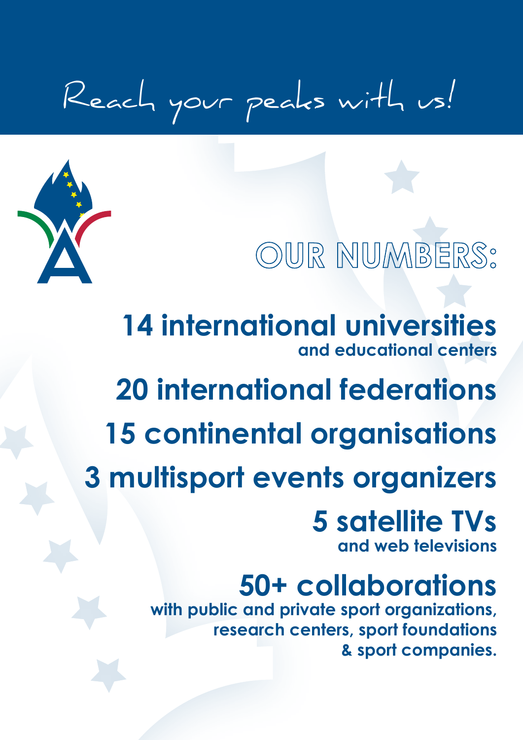# Reach your peaks with us!

## OUR NUMBERS:

**14 international universities**
**and educational centers**

**20 international federations**

**15 continental organisations**

**3 multisport events organizers**

**5 satellite TVs**
**and web televisions**

**50+ collaborations**
**with public and private sport organizations, research centers, sport foundations & sport companies.**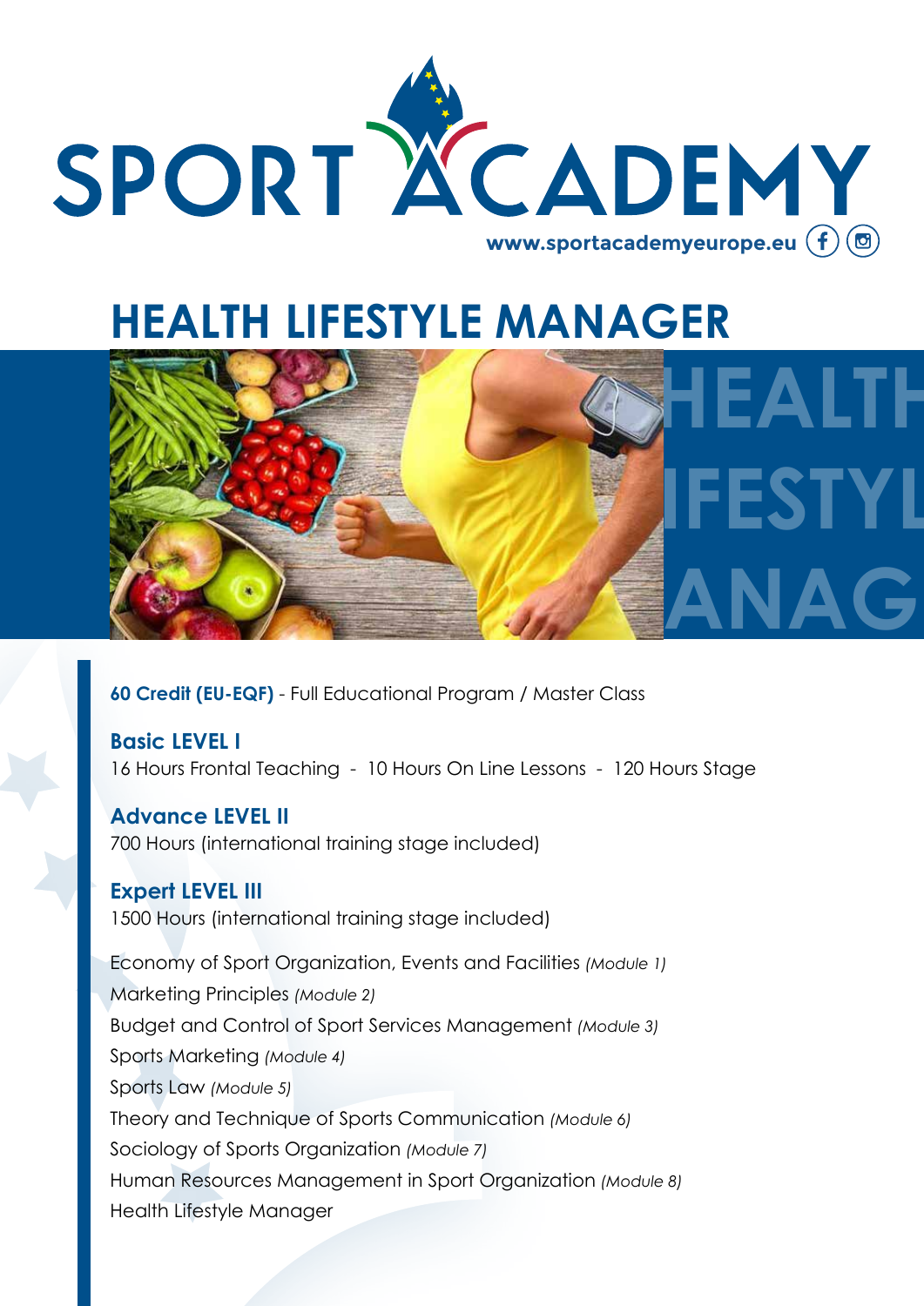# SPORT ACADEMY

www.sportacademyeurope.eu

## HEALTH LIFESTYLE MANAGER

**60 Credit (EU-EQF)** - Full Educational Program / Master Class

**Basic LEVEL I**
16 Hours Frontal Teaching - 10 Hours On Line Lessons - 120 Hours Stage

**Advance LEVEL II**
700 Hours (international training stage included)

**Expert LEVEL III**
1500 Hours (international training stage included)

Economy of Sport Organization, Events and Facilities *(Module 1)*
Marketing Principles *(Module 2)*
Budget and Control of Sport Services Management *(Module 3)*
Sports Marketing *(Module 4)*
Sports Law *(Module 5)*
Theory and Technique of Sports Communication *(Module 6)*
Sociology of Sports Organization *(Module 7)*
Human Resources Management in Sport Organization *(Module 8)*
Health Lifestyle Manager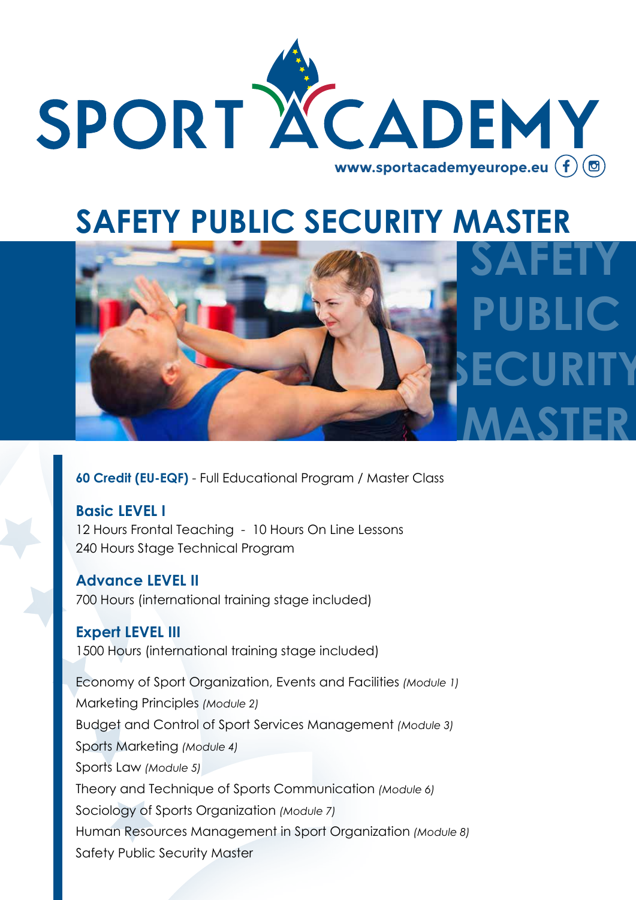# SPORT ACADEMY

www.sportacademyeurope.eu

## SAFETY PUBLIC SECURITY MASTER

SAFETY PUBLIC SECURITY MASTER

**60 Credit (EU-EQF)** - Full Educational Program / Master Class

**Basic LEVEL I**
12 Hours Frontal Teaching - 10 Hours On Line Lessons
240 Hours Stage Technical Program

**Advance LEVEL II**
700 Hours (international training stage included)

**Expert LEVEL III**
1500 Hours (international training stage included)

Economy of Sport Organization, Events and Facilities *(Module 1)*
Marketing Principles *(Module 2)*
Budget and Control of Sport Services Management *(Module 3)*
Sports Marketing *(Module 4)*
Sports Law *(Module 5)*
Theory and Technique of Sports Communication *(Module 6)*
Sociology of Sports Organization *(Module 7)*
Human Resources Management in Sport Organization *(Module 8)*
Safety Public Security Master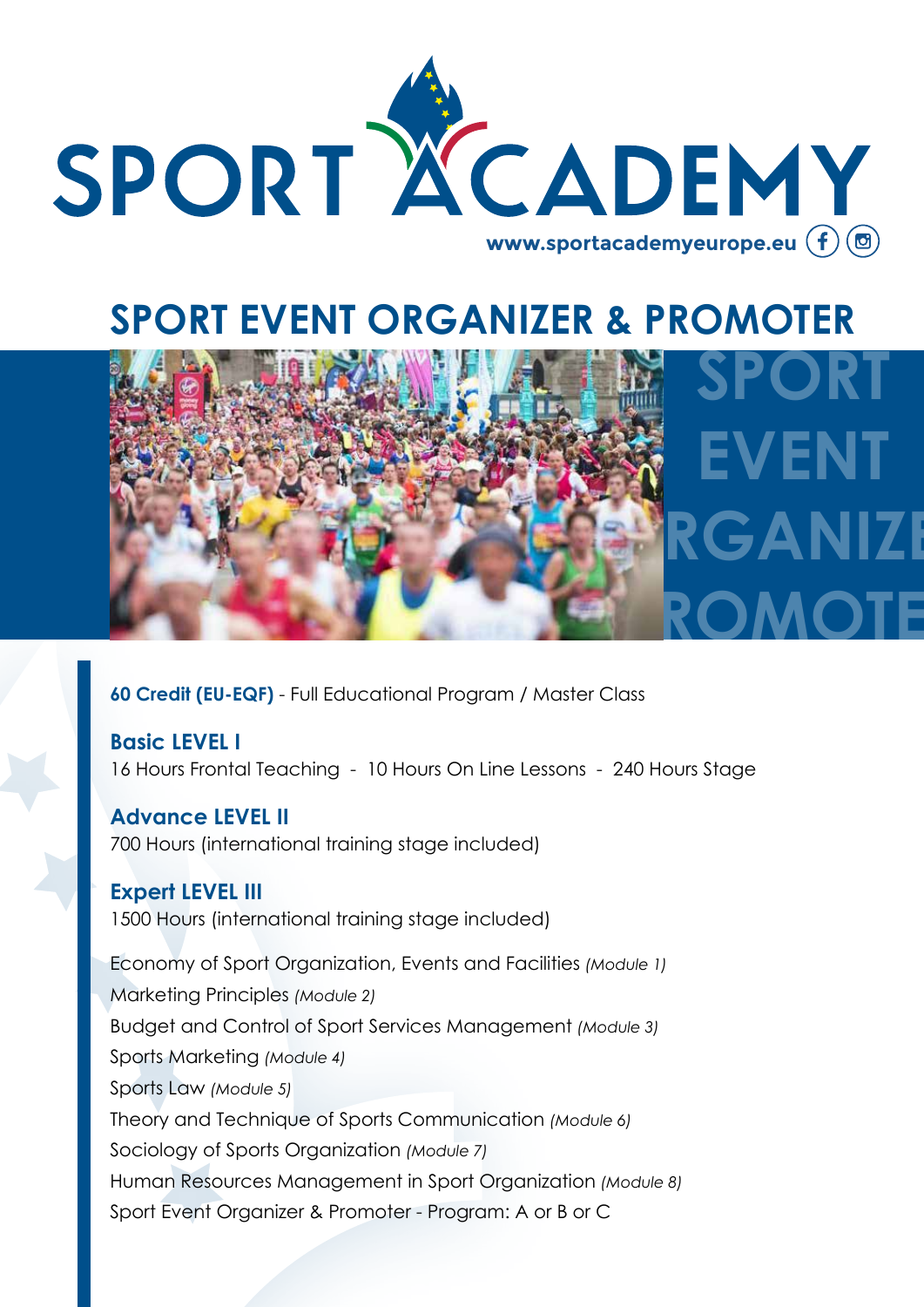# SPORT ACADEMY

www.sportacademyeurope.eu

## SPORT EVENT ORGANIZER & PROMOTER

**60 Credit (EU-EQF)** - Full Educational Program / Master Class

**Basic LEVEL I**
16 Hours Frontal Teaching - 10 Hours On Line Lessons - 240 Hours Stage

**Advance LEVEL II**
700 Hours (international training stage included)

**Expert LEVEL III**
1500 Hours (international training stage included)

Economy of Sport Organization, Events and Facilities *(Module 1)*
Marketing Principles *(Module 2)*
Budget and Control of Sport Services Management *(Module 3)*
Sports Marketing *(Module 4)*
Sports Law *(Module 5)*
Theory and Technique of Sports Communication *(Module 6)*
Sociology of Sports Organization *(Module 7)*
Human Resources Management in Sport Organization *(Module 8)*
Sport Event Organizer & Promoter - Program: A or B or C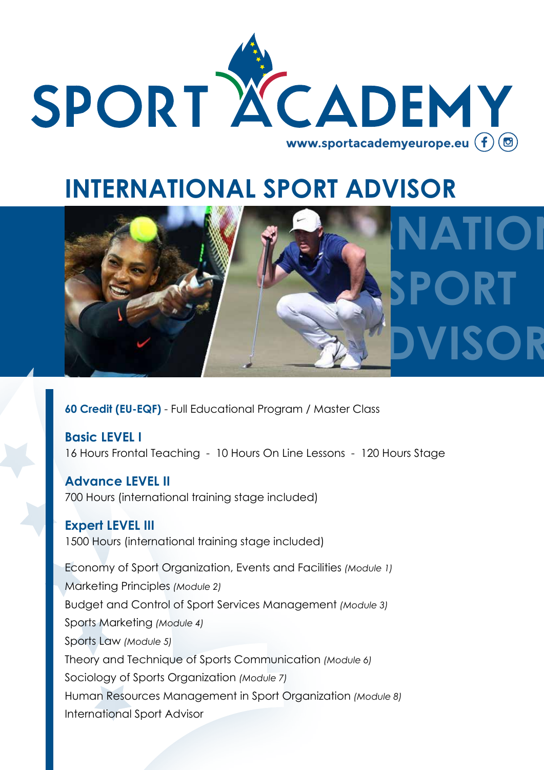# SPORT ACADEMY

www.sportacademyeurope.eu

## INTERNATIONAL SPORT ADVISOR

**60 Credit (EU-EQF)** - Full Educational Program / Master Class

**Basic LEVEL I**
16 Hours Frontal Teaching - 10 Hours On Line Lessons - 120 Hours Stage

**Advance LEVEL II**
700 Hours (international training stage included)

**Expert LEVEL III**
1500 Hours (international training stage included)

Economy of Sport Organization, Events and Facilities *(Module 1)*
Marketing Principles *(Module 2)*
Budget and Control of Sport Services Management *(Module 3)*
Sports Marketing *(Module 4)*
Sports Law *(Module 5)*
Theory and Technique of Sports Communication *(Module 6)*
Sociology of Sports Organization *(Module 7)*
Human Resources Management in Sport Organization *(Module 8)*
International Sport Advisor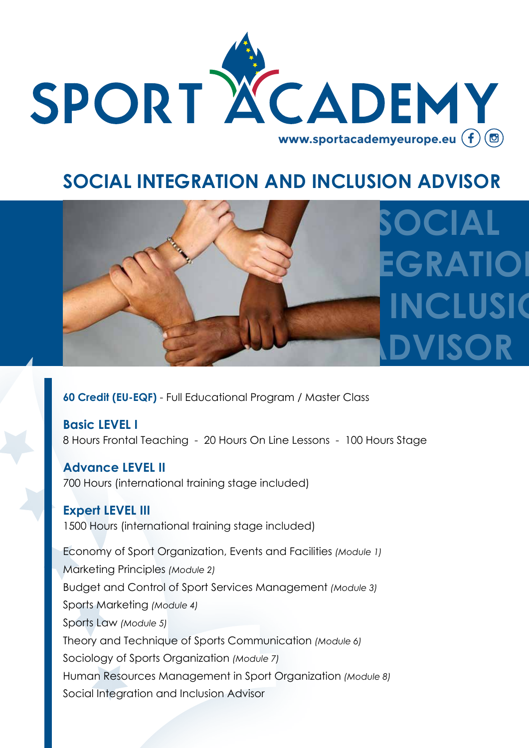# SPORT ACADEMY

www.sportacademyeurope.eu

## SOCIAL INTEGRATION AND INCLUSION ADVISOR

**60 Credit (EU-EQF)** - Full Educational Program / Master Class

**Basic LEVEL I**
8 Hours Frontal Teaching - 20 Hours On Line Lessons - 100 Hours Stage

**Advance LEVEL II**
700 Hours (international training stage included)

**Expert LEVEL III**
1500 Hours (international training stage included)

Economy of Sport Organization, Events and Facilities *(Module 1)*
Marketing Principles *(Module 2)*
Budget and Control of Sport Services Management *(Module 3)*
Sports Marketing *(Module 4)*
Sports Law *(Module 5)*
Theory and Technique of Sports Communication *(Module 6)*
Sociology of Sports Organization *(Module 7)*
Human Resources Management in Sport Organization *(Module 8)*
Social Integration and Inclusion Advisor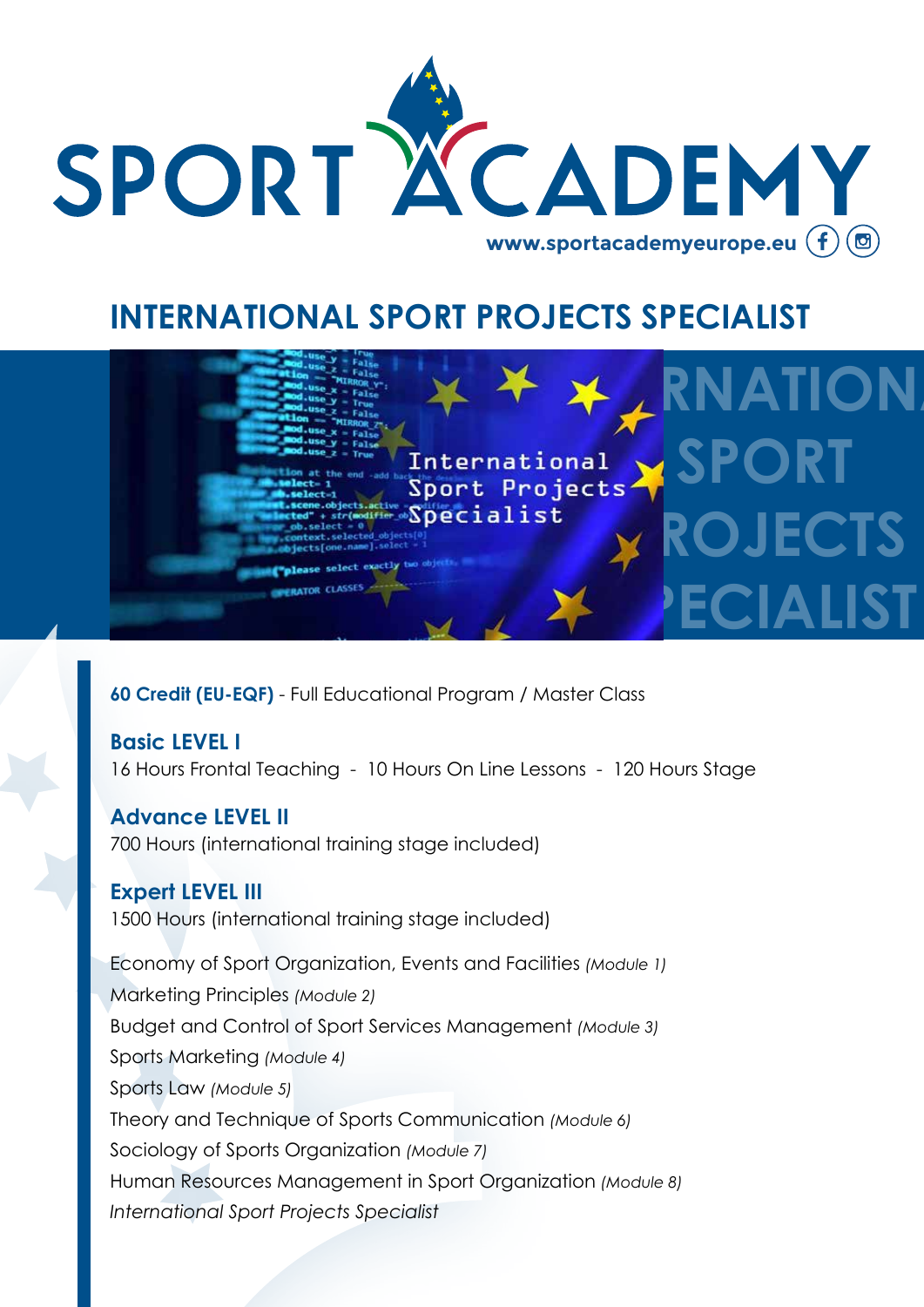# SPORT ACADEMY

www.sportacademyeurope.eu

## INTERNATIONAL SPORT PROJECTS SPECIALIST

**60 Credit (EU-EQF)** - Full Educational Program / Master Class

### Basic LEVEL I

16 Hours Frontal Teaching - 10 Hours On Line Lessons - 120 Hours Stage

### Advance LEVEL II

700 Hours (international training stage included)

### Expert LEVEL III

1500 Hours (international training stage included)

Economy of Sport Organization, Events and Facilities *(Module 1)*
Marketing Principles *(Module 2)*
Budget and Control of Sport Services Management *(Module 3)*
Sports Marketing *(Module 4)*
Sports Law *(Module 5)*
Theory and Technique of Sports Communication *(Module 6)*
Sociology of Sports Organization *(Module 7)*
Human Resources Management in Sport Organization *(Module 8)*
*International Sport Projects Specialist*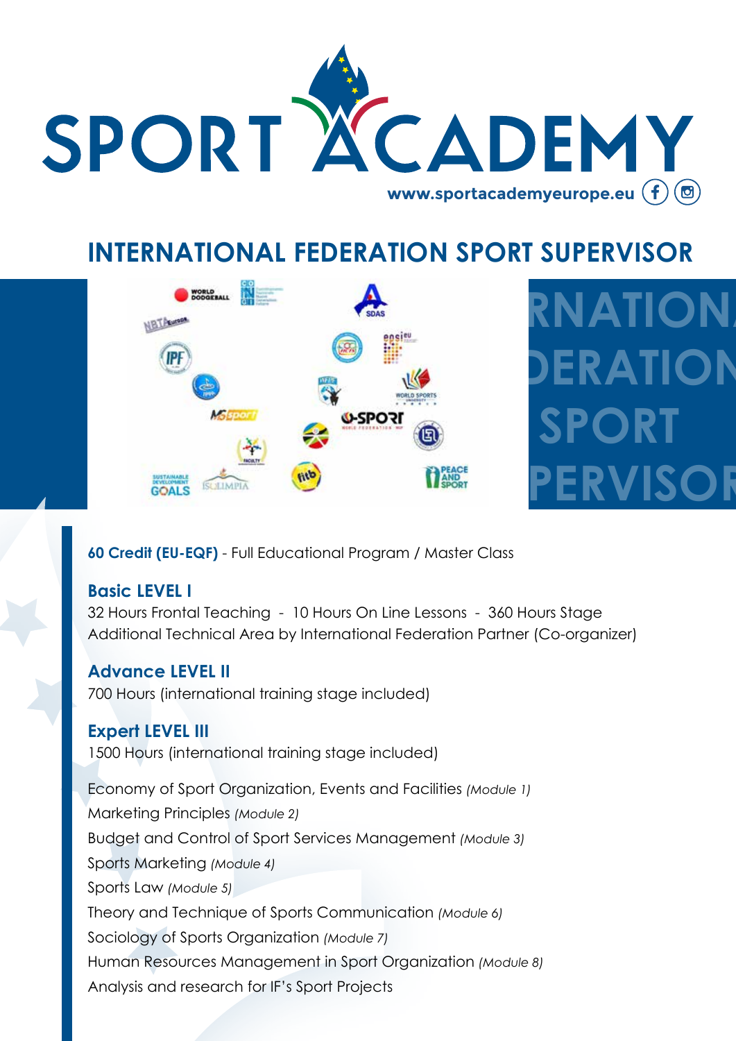# SPORT ACADEMY

www.sportacademyeurope.eu

## INTERNATIONAL FEDERATION SPORT SUPERVISOR

**60 Credit (EU-EQF)** - Full Educational Program / Master Class

### Basic LEVEL I

32 Hours Frontal Teaching - 10 Hours On Line Lessons - 360 Hours Stage
Additional Technical Area by International Federation Partner (Co-organizer)

### Advance LEVEL II

700 Hours (international training stage included)

### Expert LEVEL III

1500 Hours (international training stage included)

Economy of Sport Organization, Events and Facilities *(Module 1)*
Marketing Principles *(Module 2)*
Budget and Control of Sport Services Management *(Module 3)*
Sports Marketing *(Module 4)*
Sports Law *(Module 5)*
Theory and Technique of Sports Communication *(Module 6)*
Sociology of Sports Organization *(Module 7)*
Human Resources Management in Sport Organization *(Module 8)*
Analysis and research for IF's Sport Projects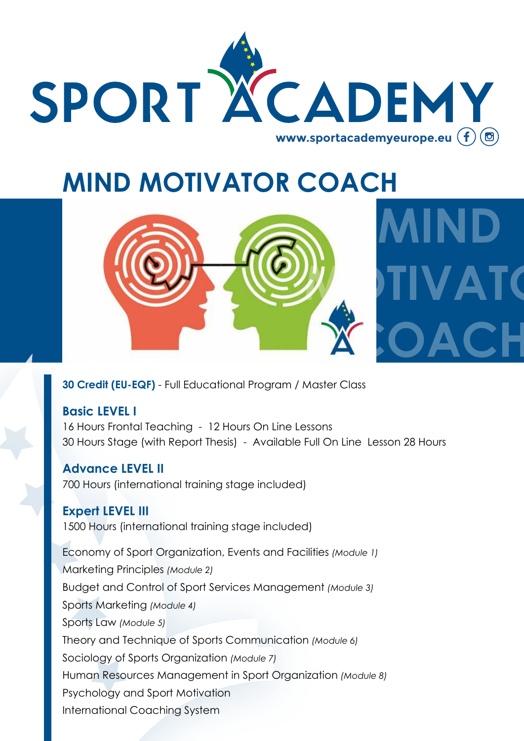# MIND MOTIVATOR COACH

**30 Credit (EU-EQF)** - Full Educational Program / Master Class

### Basic LEVEL I

16 Hours Frontal Teaching - 12 Hours On Line Lessons
30 Hours Stage (with Report Thesis) - Available Full On Line Lesson 28 Hours

### Advance LEVEL II

700 Hours (international training stage included)

### Expert LEVEL III

1500 Hours (international training stage included)

Economy of Sport Organization, Events and Facilities *(Module 1)*
Marketing Principles *(Module 2)*
Budget and Control of Sport Services Management *(Module 3)*
Sports Marketing *(Module 4)*
Sports Law *(Module 5)*
Theory and Technique of Sports Communication *(Module 6)*
Sociology of Sports Organization *(Module 7)*
Human Resources Management in Sport Organization *(Module 8)*
Psychology and Sport Motivation
International Coaching System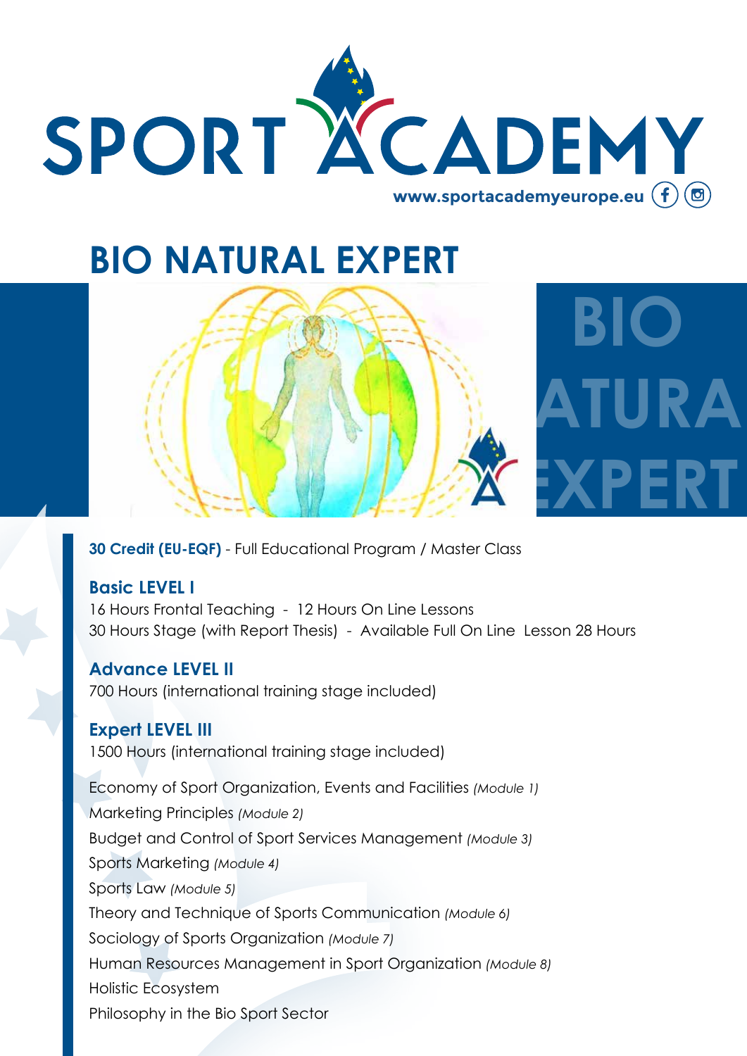# BIO NATURAL EXPERT

**30 Credit (EU-EQF)** - Full Educational Program / Master Class

### Basic LEVEL I

16 Hours Frontal Teaching - 12 Hours On Line Lessons
30 Hours Stage (with Report Thesis) - Available Full On Line Lesson 28 Hours

### Advance LEVEL II

700 Hours (international training stage included)

### Expert LEVEL III

1500 Hours (international training stage included)

Economy of Sport Organization, Events and Facilities *(Module 1)*
Marketing Principles *(Module 2)*
Budget and Control of Sport Services Management *(Module 3)*
Sports Marketing *(Module 4)*
Sports Law *(Module 5)*
Theory and Technique of Sports Communication *(Module 6)*
Sociology of Sports Organization *(Module 7)*
Human Resources Management in Sport Organization *(Module 8)*
Holistic Ecosystem
Philosophy in the Bio Sport Sector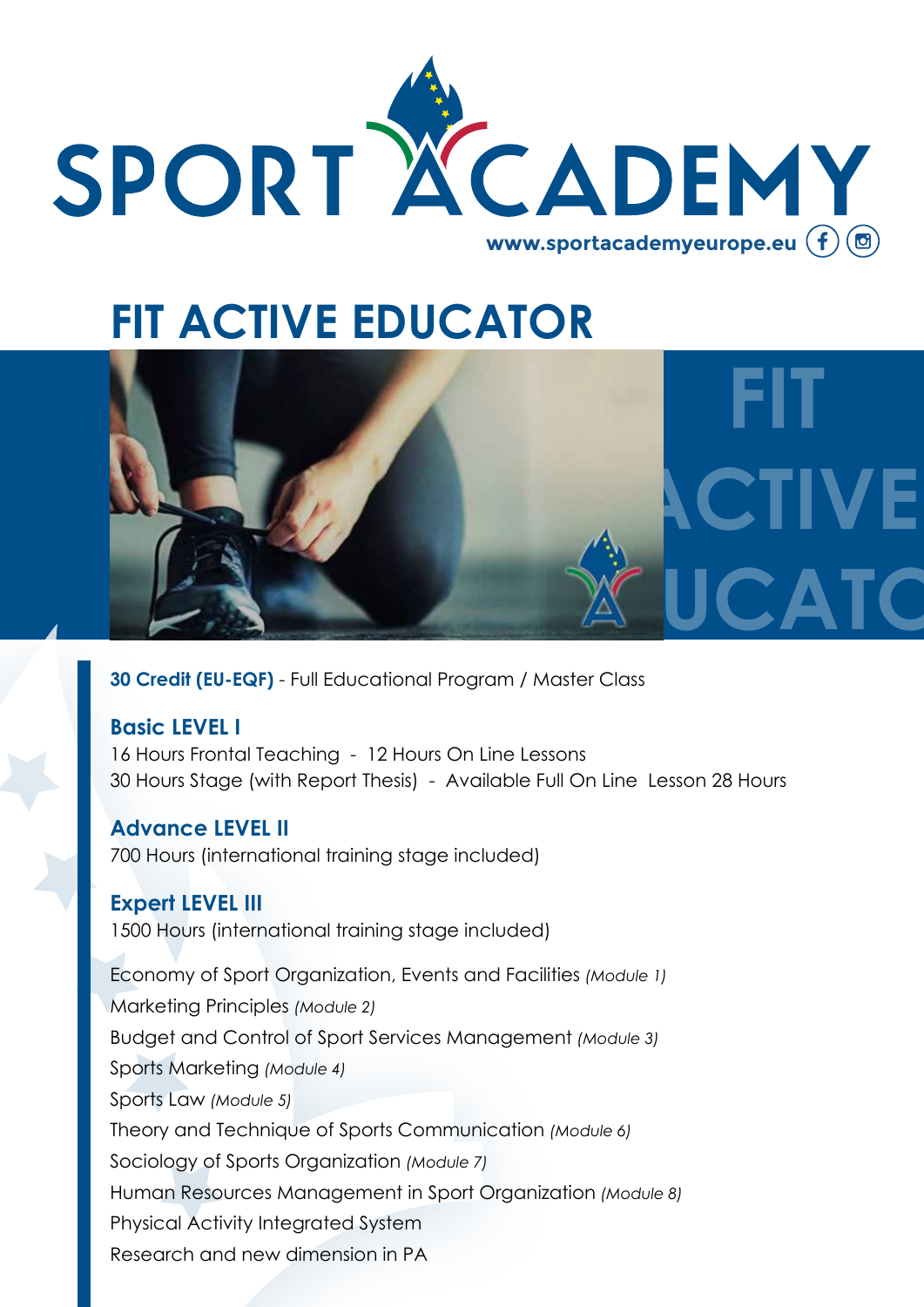# SPORT ACADEMY

**www.sportacademyeurope.eu**

## FIT ACTIVE EDUCATOR

**30 Credit (EU-EQF)** - Full Educational Program / Master Class

### Basic LEVEL I

16 Hours Frontal Teaching - 12 Hours On Line Lessons
30 Hours Stage (with Report Thesis) - Available Full On Line Lesson 28 Hours

### Advance LEVEL II

700 Hours (international training stage included)

### Expert LEVEL III

1500 Hours (international training stage included)

Economy of Sport Organization, Events and Facilities *(Module 1)*
Marketing Principles *(Module 2)*
Budget and Control of Sport Services Management *(Module 3)*
Sports Marketing *(Module 4)*
Sports Law *(Module 5)*
Theory and Technique of Sports Communication *(Module 6)*
Sociology of Sports Organization *(Module 7)*
Human Resources Management in Sport Organization *(Module 8)*
Physical Activity Integrated System
Research and new dimension in PA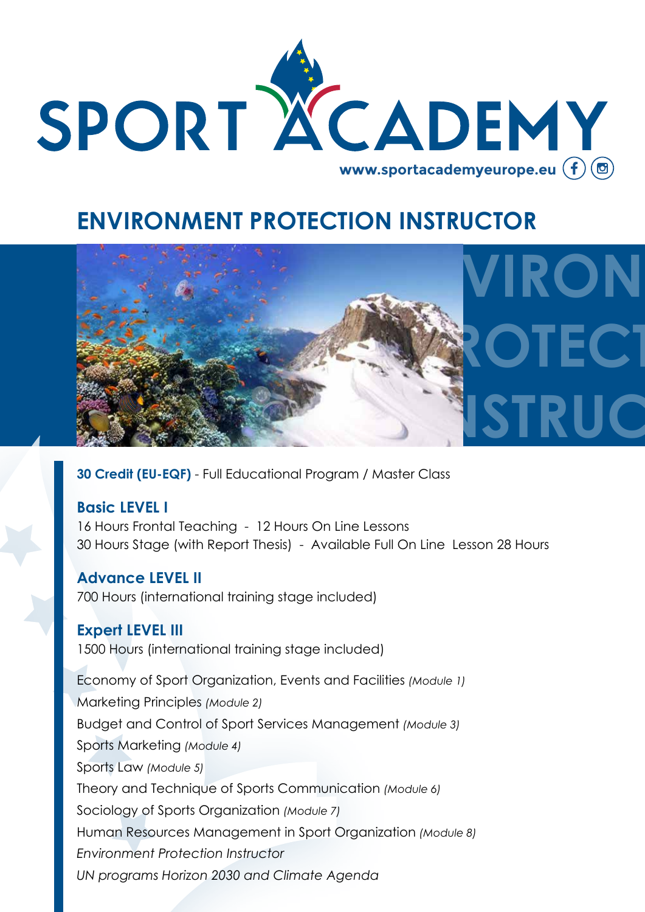# SPORT ACADEMY

www.sportacademyeurope.eu

## ENVIRONMENT PROTECTION INSTRUCTOR

**30 Credit (EU-EQF)** - Full Educational Program / Master Class

**Basic LEVEL I**
16 Hours Frontal Teaching - 12 Hours On Line Lessons
30 Hours Stage (with Report Thesis) - Available Full On Line Lesson 28 Hours

**Advance LEVEL II**
700 Hours (international training stage included)

**Expert LEVEL III**
1500 Hours (international training stage included)

Economy of Sport Organization, Events and Facilities *(Module 1)*
Marketing Principles *(Module 2)*
Budget and Control of Sport Services Management *(Module 3)*
Sports Marketing *(Module 4)*
Sports Law *(Module 5)*
Theory and Technique of Sports Communication *(Module 6)*
Sociology of Sports Organization *(Module 7)*
Human Resources Management in Sport Organization *(Module 8)*
*Environment Protection Instructor*
*UN programs Horizon 2030 and Climate Agenda*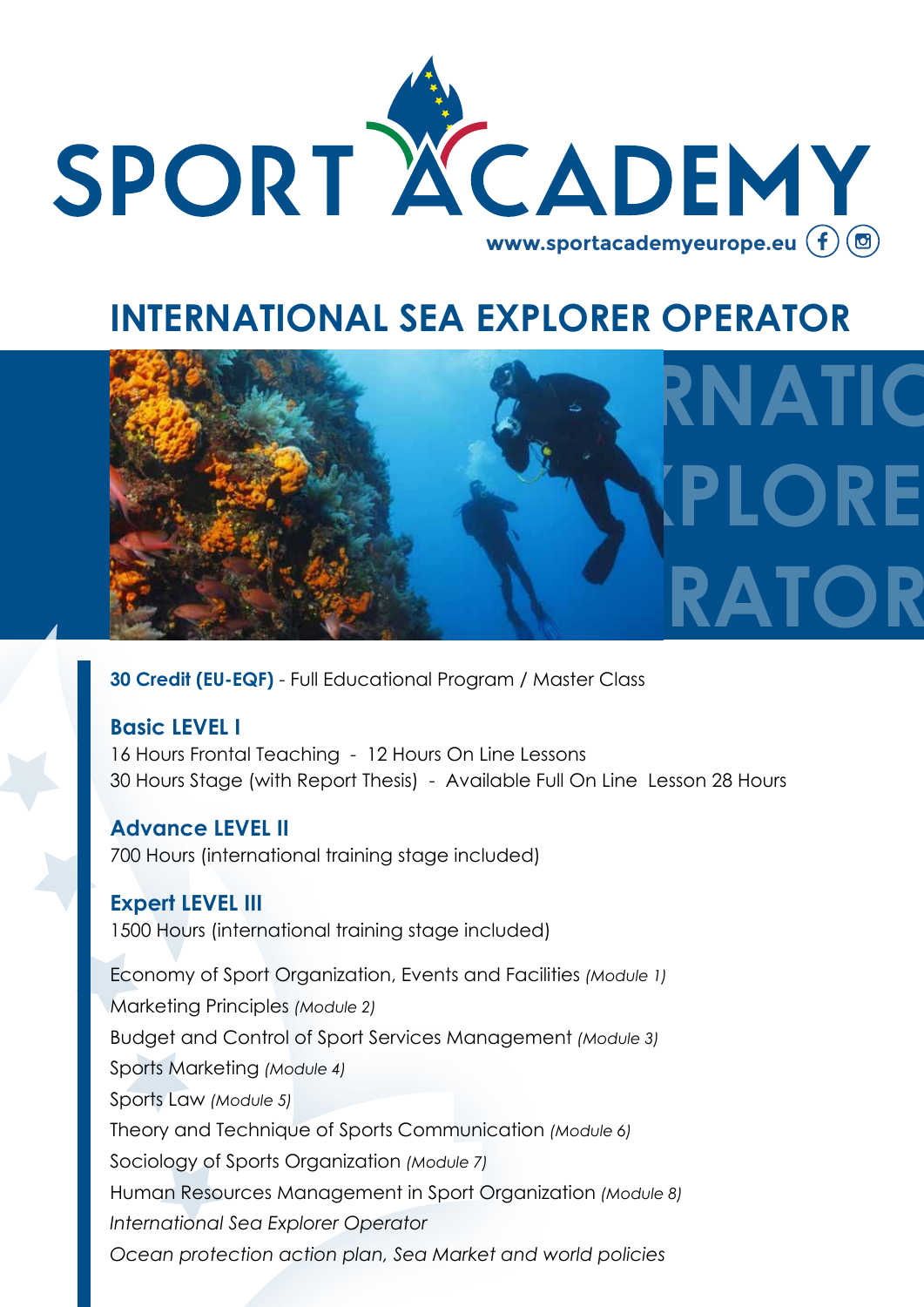# SPORT ACADEMY

www.sportacademyeurope.eu

## INTERNATIONAL SEA EXPLORER OPERATOR

**30 Credit (EU-EQF)** - Full Educational Program / Master Class

### Basic LEVEL I

16 Hours Frontal Teaching - 12 Hours On Line Lessons
30 Hours Stage (with Report Thesis) - Available Full On Line Lesson 28 Hours

### Advance LEVEL II

700 Hours (international training stage included)

### Expert LEVEL III

1500 Hours (international training stage included)

Economy of Sport Organization, Events and Facilities *(Module 1)*
Marketing Principles *(Module 2)*
Budget and Control of Sport Services Management *(Module 3)*
Sports Marketing *(Module 4)*
Sports Law *(Module 5)*
Theory and Technique of Sports Communication *(Module 6)*
Sociology of Sports Organization *(Module 7)*
Human Resources Management in Sport Organization *(Module 8)*
*International Sea Explorer Operator*
*Ocean protection action plan, Sea Market and world policies*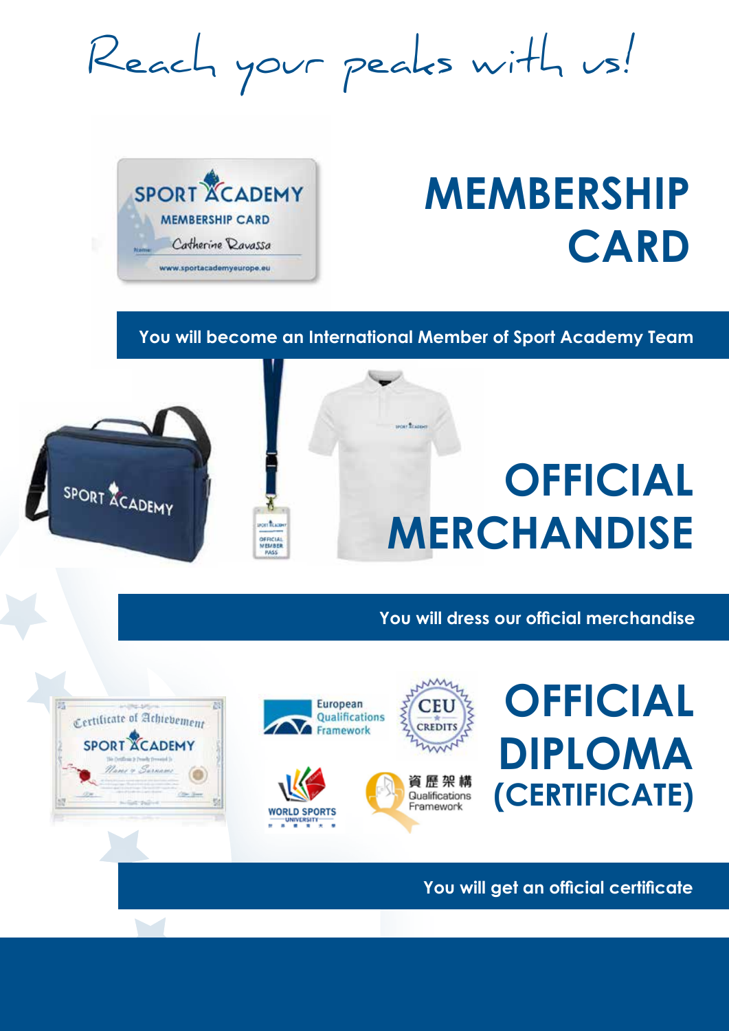Reach your peaks with us!

# MEMBERSHIP CARD

**You will become an International Member of Sport Academy Team**

# OFFICIAL MERCHANDISE

**You will dress our official merchandise**

# OFFICIAL DIPLOMA (CERTIFICATE)

**You will get an official certificate**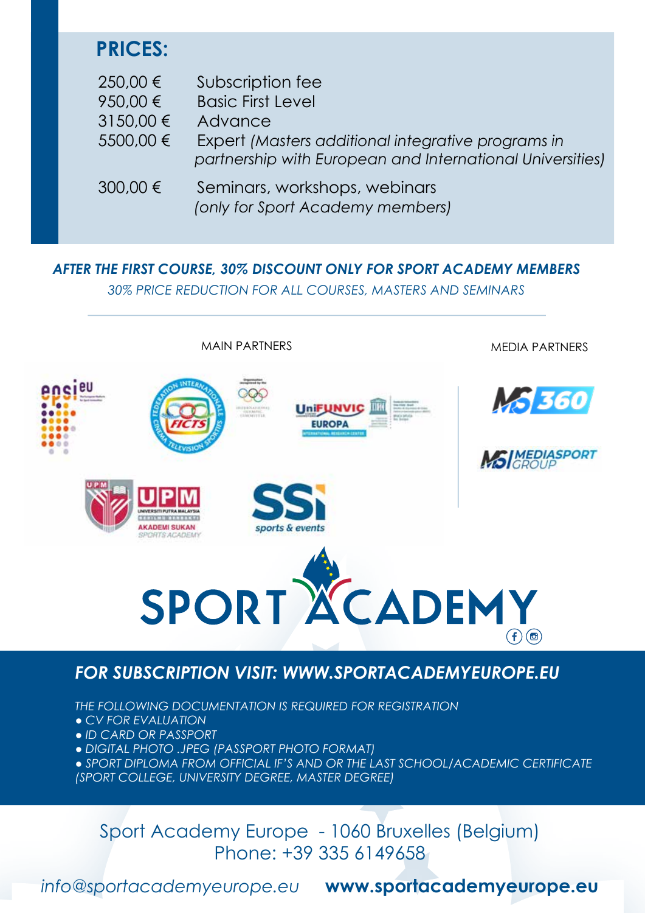## PRICES:

| | |
|---|---|
| 250,00 € | Subscription fee |
| 950,00 € | Basic First Level |
| 3150,00 € | Advance |
| 5500,00 € | Expert *(Masters additional integrative programs in partnership with European and International Universities)* |
| 300,00 € | Seminars, workshops, webinars *(only for Sport Academy members)* |

***AFTER THE FIRST COURSE, 30% DISCOUNT ONLY FOR SPORT ACADEMY MEMBERS***

*30% PRICE REDUCTION FOR ALL COURSES, MASTERS AND SEMINARS*

MAIN PARTNERS

MEDIA PARTNERS

SPORT ACADEMY

***FOR SUBSCRIPTION VISIT: WWW.SPORTACADEMYEUROPE.EU***

*THE FOLLOWING DOCUMENTATION IS REQUIRED FOR REGISTRATION*

- *CV FOR EVALUATION*
- *ID CARD OR PASSPORT*
- *DIGITAL PHOTO .JPEG (PASSPORT PHOTO FORMAT)*
- *SPORT DIPLOMA FROM OFFICIAL IF'S AND OR THE LAST SCHOOL/ACADEMIC CERTIFICATE (SPORT COLLEGE, UNIVERSITY DEGREE, MASTER DEGREE)*

Sport Academy Europe - 1060 Bruxelles (Belgium)
Phone: +39 335 6149658

*info@sportacademyeurope.eu* **www.sportacademyeurope.eu**